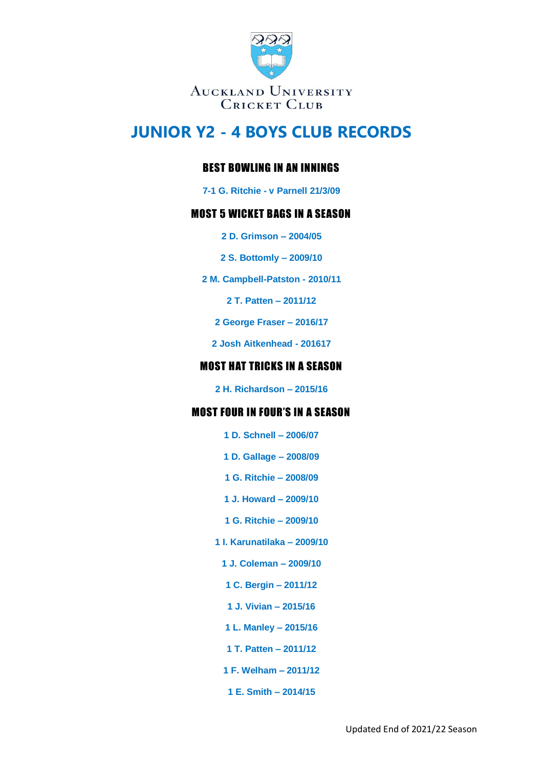Auckland University
Cricket Club

# JUNIOR Y2 - 4 BOYS CLUB RECORDS

## BEST BOWLING IN AN INNINGS

7-1 G. Ritchie - v Parnell 21/3/09

## MOST 5 WICKET BAGS IN A SEASON

2 D. Grimson – 2004/05

2 S. Bottomly – 2009/10

2 M. Campbell-Patston - 2010/11

2 T. Patten – 2011/12

2 George Fraser – 2016/17

2 Josh Aitkenhead - 201617

## MOST HAT TRICKS IN A SEASON

2 H. Richardson – 2015/16

## MOST FOUR IN FOUR'S IN A SEASON

1 D. Schnell – 2006/07

1 D. Gallage – 2008/09

1 G. Ritchie – 2008/09

1 J. Howard – 2009/10

1 G. Ritchie – 2009/10

1 I. Karunatilaka – 2009/10

1 J. Coleman – 2009/10

1 C. Bergin – 2011/12

1 J. Vivian – 2015/16

1 L. Manley – 2015/16

1 T. Patten – 2011/12

1 F. Welham – 2011/12

1 E. Smith – 2014/15

Updated End of 2021/22 Season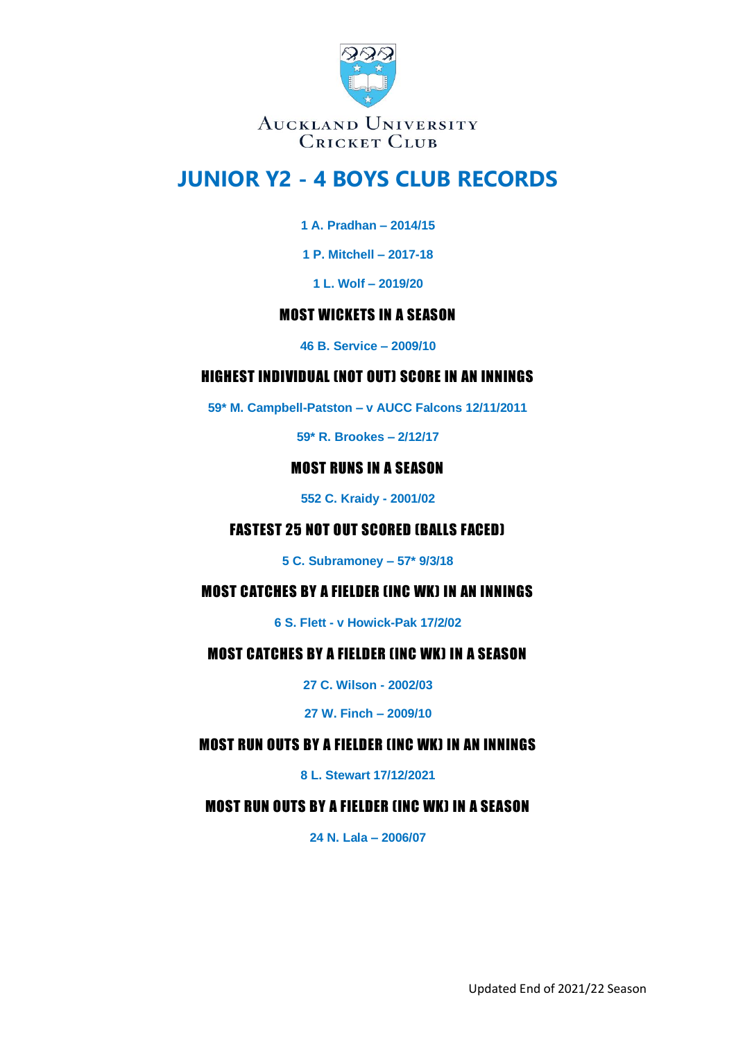AUCKLAND UNIVERSITY CRICKET CLUB

# JUNIOR Y2 - 4 BOYS CLUB RECORDS

1 A. Pradhan – 2014/15

1 P. Mitchell – 2017-18

1 L. Wolf – 2019/20

## MOST WICKETS IN A SEASON

46 B. Service – 2009/10

## HIGHEST INDIVIDUAL (NOT OUT) SCORE IN AN INNINGS

59* M. Campbell-Patston – v AUCC Falcons 12/11/2011

59* R. Brookes – 2/12/17

## MOST RUNS IN A SEASON

552 C. Kraidy - 2001/02

## FASTEST 25 NOT OUT SCORED (BALLS FACED)

5 C. Subramoney – 57* 9/3/18

## MOST CATCHES BY A FIELDER (INC WK) IN AN INNINGS

6 S. Flett - v Howick-Pak 17/2/02

## MOST CATCHES BY A FIELDER (INC WK) IN A SEASON

27 C. Wilson - 2002/03

27 W. Finch – 2009/10

## MOST RUN OUTS BY A FIELDER (INC WK) IN AN INNINGS

8 L. Stewart 17/12/2021

## MOST RUN OUTS BY A FIELDER (INC WK) IN A SEASON

24 N. Lala – 2006/07

Updated End of 2021/22 Season